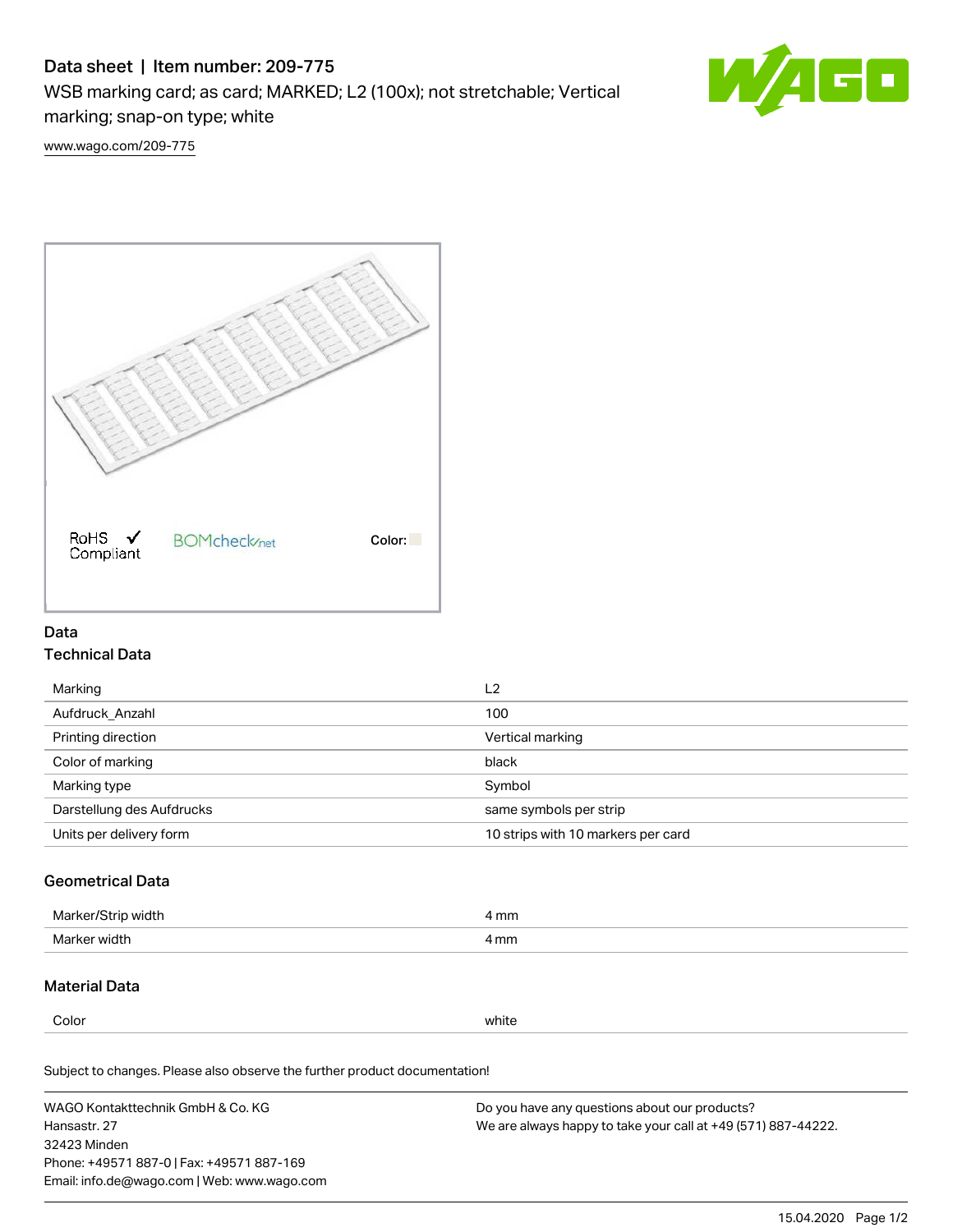# Data sheet | Item number: 209-775

WSB marking card; as card; MARKED; L2 (100x); not stretchable; Vertical marking; snap-on type; white

www.wago.com/209-775

RoHS ✓ Compliant

BOMcheck.net

Color:

## Data

### Technical Data

| | |
|---|---|
| Marking | L2 |
| Aufdruck_Anzahl | 100 |
| Printing direction | Vertical marking |
| Color of marking | black |
| Marking type | Symbol |
| Darstellung des Aufdrucks | same symbols per strip |
| Units per delivery form | 10 strips with 10 markers per card |

### Geometrical Data

| | |
|---|---|
| Marker/Strip width | 4 mm |
| Marker width | 4 mm |

### Material Data

| | |
|---|---|
| Color | white |

Subject to changes. Please also observe the further product documentation!

WAGO Kontakttechnik GmbH & Co. KG
Hansastr. 27
32423 Minden
Phone: +49571 887-0 | Fax: +49571 887-169
Email: info.de@wago.com | Web: www.wago.com

Do you have any questions about our products?
We are always happy to take your call at +49 (571) 887-44222.

15.04.2020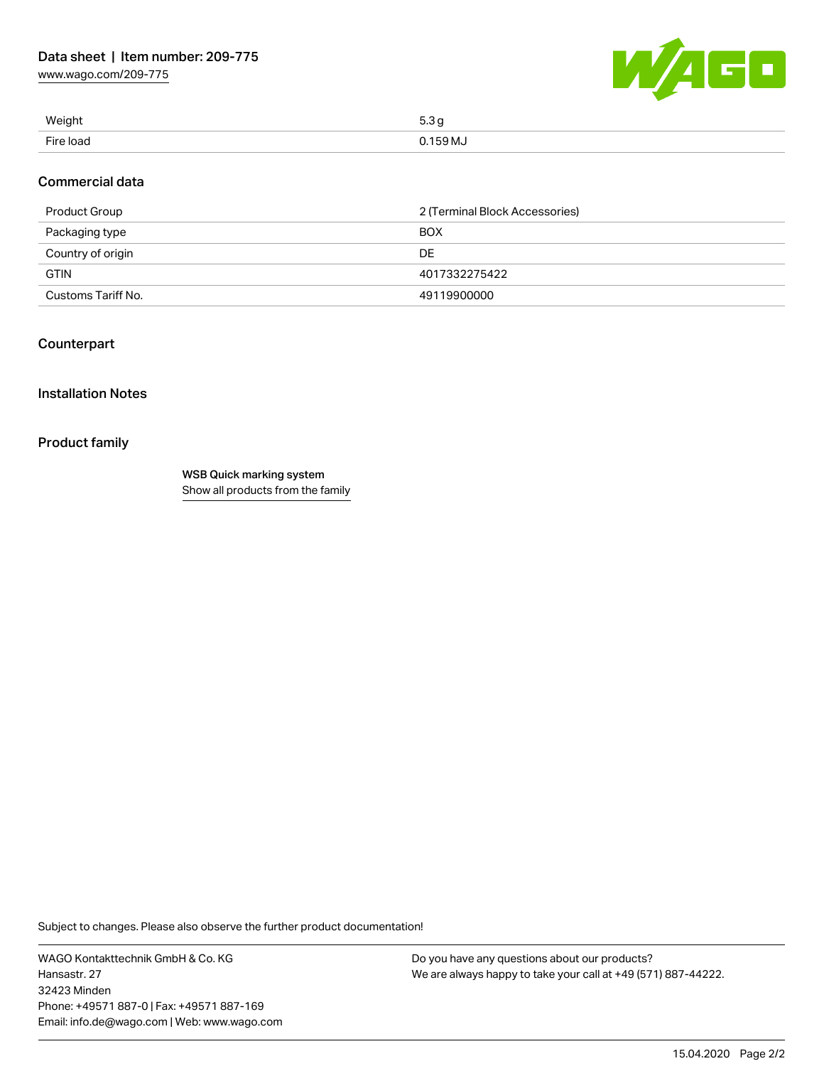| | |
|---|---|
| Weight | 5.3 g |
| Fire load | 0.159 MJ |

## Commercial data

| | |
|---|---|
| Product Group | 2 (Terminal Block Accessories) |
| Packaging type | BOX |
| Country of origin | DE |
| GTIN | 4017332275422 |
| Customs Tariff No. | 49119900000 |

## Counterpart

## Installation Notes

## Product family

**WSB Quick marking system**
Show all products from the family

Subject to changes. Please also observe the further product documentation!

WAGO Kontakttechnik GmbH & Co. KG
Hansastr. 27
32423 Minden
Phone: +49571 887-0 | Fax: +49571 887-169
Email: info.de@wago.com | Web: www.wago.com

Do you have any questions about our products?
We are always happy to take your call at +49 (571) 887-44222.